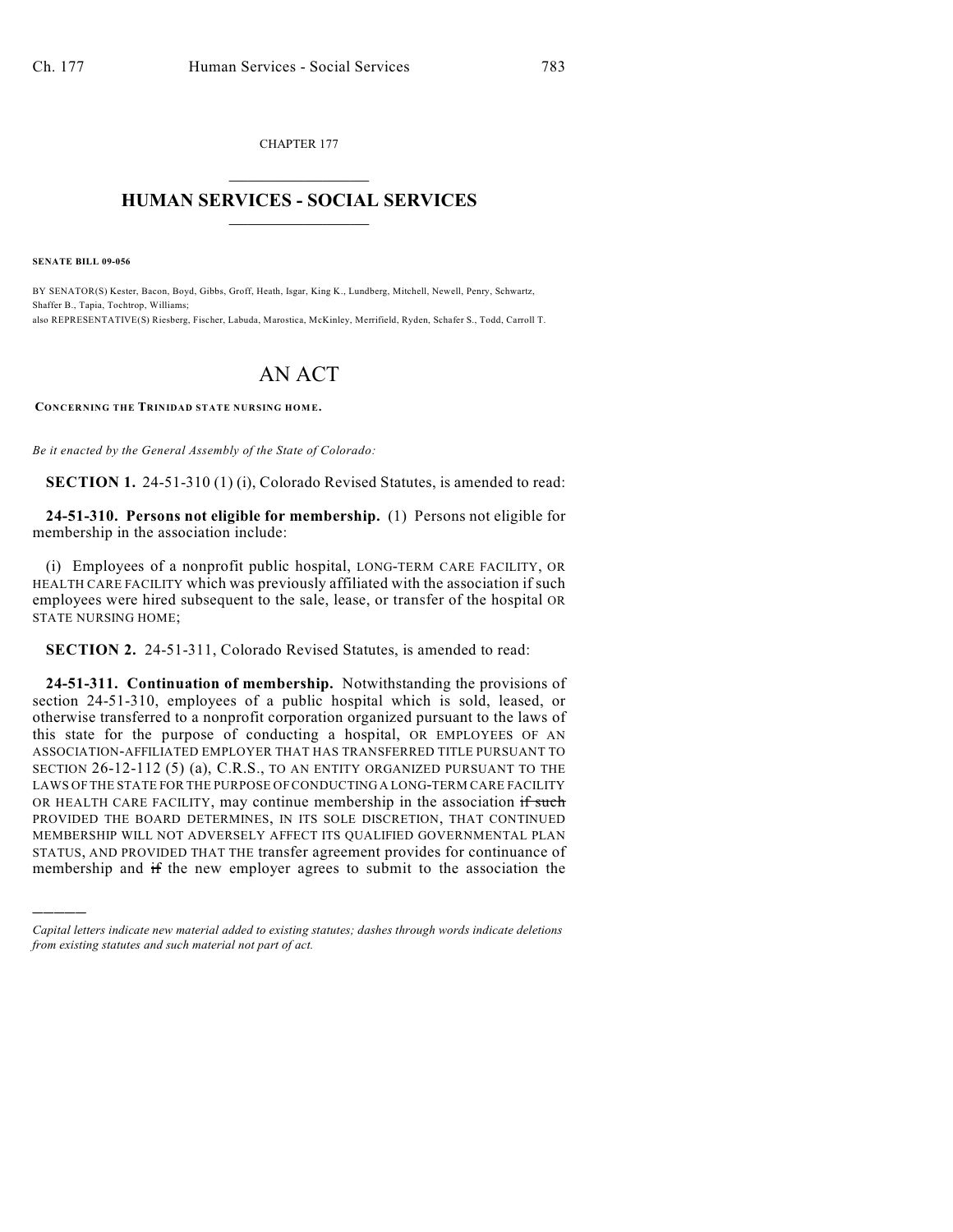CHAPTER 177

# HUMAN SERVICES - SOCIAL SERVICES

**SENATE BILL 09-056**

BY SENATOR(S) Kester, Bacon, Boyd, Gibbs, Groff, Heath, Isgar, King K., Lundberg, Mitchell, Newell, Penry, Schwartz, Shaffer B., Tapia, Tochtrop, Williams;
also REPRESENTATIVE(S) Riesberg, Fischer, Labuda, Marostica, McKinley, Merrifield, Ryden, Schafer S., Todd, Carroll T.

# AN ACT

**CONCERNING THE TRINIDAD STATE NURSING HOME.**

*Be it enacted by the General Assembly of the State of Colorado:*

**SECTION 1.** 24-51-310 (1) (i), Colorado Revised Statutes, is amended to read:

**24-51-310. Persons not eligible for membership.** (1) Persons not eligible for membership in the association include:

(i) Employees of a nonprofit public hospital, LONG-TERM CARE FACILITY, OR HEALTH CARE FACILITY which was previously affiliated with the association if such employees were hired subsequent to the sale, lease, or transfer of the hospital OR STATE NURSING HOME;

**SECTION 2.** 24-51-311, Colorado Revised Statutes, is amended to read:

**24-51-311. Continuation of membership.** Notwithstanding the provisions of section 24-51-310, employees of a public hospital which is sold, leased, or otherwise transferred to a nonprofit corporation organized pursuant to the laws of this state for the purpose of conducting a hospital, OR EMPLOYEES OF AN ASSOCIATION-AFFILIATED EMPLOYER THAT HAS TRANSFERRED TITLE PURSUANT TO SECTION 26-12-112 (5) (a), C.R.S., TO AN ENTITY ORGANIZED PURSUANT TO THE LAWS OF THE STATE FOR THE PURPOSE OF CONDUCTING A LONG-TERM CARE FACILITY OR HEALTH CARE FACILITY, may continue membership in the association ~~if such~~ PROVIDED THE BOARD DETERMINES, IN ITS SOLE DISCRETION, THAT CONTINUED MEMBERSHIP WILL NOT ADVERSELY AFFECT ITS QUALIFIED GOVERNMENTAL PLAN STATUS, AND PROVIDED THAT THE transfer agreement provides for continuance of membership and ~~if~~ the new employer agrees to submit to the association the

*Capital letters indicate new material added to existing statutes; dashes through words indicate deletions from existing statutes and such material not part of act.*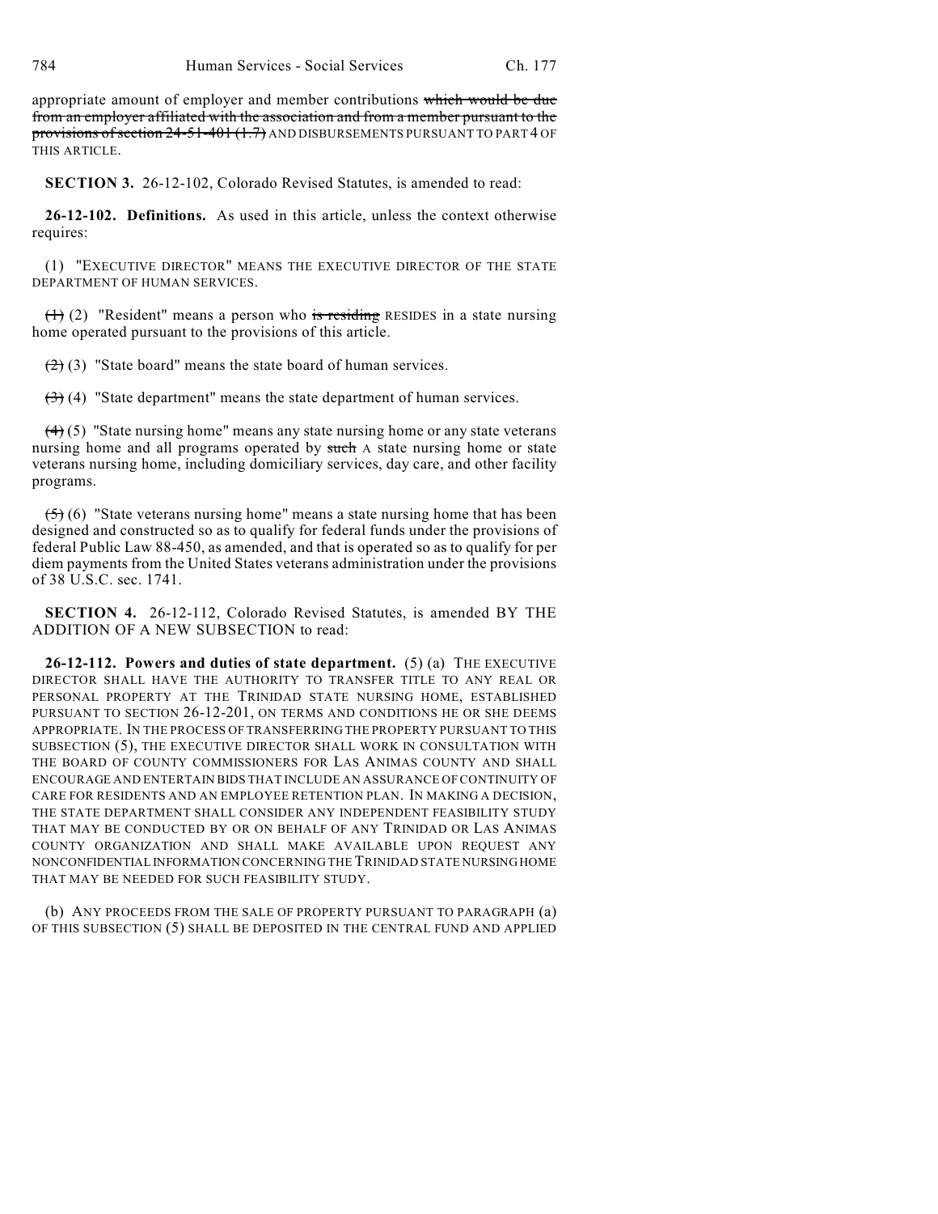appropriate amount of employer and member contributions ~~which would be due from an employer affiliated with the association and from a member pursuant to the provisions of section 24-51-401 (1.7)~~ AND DISBURSEMENTS PURSUANT TO PART 4 OF THIS ARTICLE.

**SECTION 3.** 26-12-102, Colorado Revised Statutes, is amended to read:

**26-12-102. Definitions.** As used in this article, unless the context otherwise requires:

(1) "EXECUTIVE DIRECTOR" MEANS THE EXECUTIVE DIRECTOR OF THE STATE DEPARTMENT OF HUMAN SERVICES.

~~(1)~~ (2) "Resident" means a person who ~~is residing~~ RESIDES in a state nursing home operated pursuant to the provisions of this article.

~~(2)~~ (3) "State board" means the state board of human services.

~~(3)~~ (4) "State department" means the state department of human services.

~~(4)~~ (5) "State nursing home" means any state nursing home or any state veterans nursing home and all programs operated by ~~such~~ A state nursing home or state veterans nursing home, including domiciliary services, day care, and other facility programs.

~~(5)~~ (6) "State veterans nursing home" means a state nursing home that has been designed and constructed so as to qualify for federal funds under the provisions of federal Public Law 88-450, as amended, and that is operated so as to qualify for per diem payments from the United States veterans administration under the provisions of 38 U.S.C. sec. 1741.

**SECTION 4.** 26-12-112, Colorado Revised Statutes, is amended BY THE ADDITION OF A NEW SUBSECTION to read:

**26-12-112. Powers and duties of state department.** (5) (a) THE EXECUTIVE DIRECTOR SHALL HAVE THE AUTHORITY TO TRANSFER TITLE TO ANY REAL OR PERSONAL PROPERTY AT THE TRINIDAD STATE NURSING HOME, ESTABLISHED PURSUANT TO SECTION 26-12-201, ON TERMS AND CONDITIONS HE OR SHE DEEMS APPROPRIATE. IN THE PROCESS OF TRANSFERRING THE PROPERTY PURSUANT TO THIS SUBSECTION (5), THE EXECUTIVE DIRECTOR SHALL WORK IN CONSULTATION WITH THE BOARD OF COUNTY COMMISSIONERS FOR LAS ANIMAS COUNTY AND SHALL ENCOURAGE AND ENTERTAIN BIDS THAT INCLUDE AN ASSURANCE OF CONTINUITY OF CARE FOR RESIDENTS AND AN EMPLOYEE RETENTION PLAN. IN MAKING A DECISION, THE STATE DEPARTMENT SHALL CONSIDER ANY INDEPENDENT FEASIBILITY STUDY THAT MAY BE CONDUCTED BY OR ON BEHALF OF ANY TRINIDAD OR LAS ANIMAS COUNTY ORGANIZATION AND SHALL MAKE AVAILABLE UPON REQUEST ANY NONCONFIDENTIAL INFORMATION CONCERNING THE TRINIDAD STATE NURSING HOME THAT MAY BE NEEDED FOR SUCH FEASIBILITY STUDY.

(b) ANY PROCEEDS FROM THE SALE OF PROPERTY PURSUANT TO PARAGRAPH (a) OF THIS SUBSECTION (5) SHALL BE DEPOSITED IN THE CENTRAL FUND AND APPLIED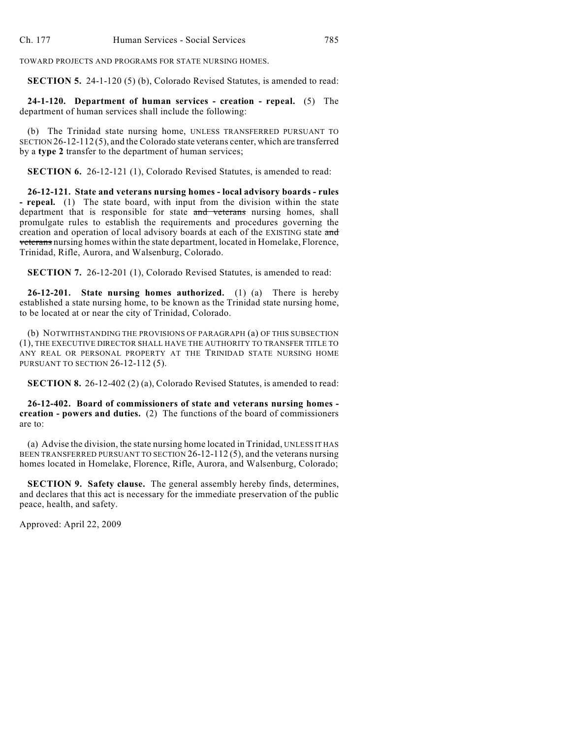TOWARD PROJECTS AND PROGRAMS FOR STATE NURSING HOMES.

**SECTION 5.** 24-1-120 (5) (b), Colorado Revised Statutes, is amended to read:

**24-1-120. Department of human services - creation - repeal.** (5) The department of human services shall include the following:

(b) The Trinidad state nursing home, UNLESS TRANSFERRED PURSUANT TO SECTION 26-12-112 (5), and the Colorado state veterans center, which are transferred by a **type 2** transfer to the department of human services;

**SECTION 6.** 26-12-121 (1), Colorado Revised Statutes, is amended to read:

**26-12-121. State and veterans nursing homes - local advisory boards - rules - repeal.** (1) The state board, with input from the division within the state department that is responsible for state ~~and veterans~~ nursing homes, shall promulgate rules to establish the requirements and procedures governing the creation and operation of local advisory boards at each of the EXISTING state ~~and veterans~~ nursing homes within the state department, located in Homelake, Florence, Trinidad, Rifle, Aurora, and Walsenburg, Colorado.

**SECTION 7.** 26-12-201 (1), Colorado Revised Statutes, is amended to read:

**26-12-201. State nursing homes authorized.** (1) (a) There is hereby established a state nursing home, to be known as the Trinidad state nursing home, to be located at or near the city of Trinidad, Colorado.

(b) NOTWITHSTANDING THE PROVISIONS OF PARAGRAPH (a) OF THIS SUBSECTION (1), THE EXECUTIVE DIRECTOR SHALL HAVE THE AUTHORITY TO TRANSFER TITLE TO ANY REAL OR PERSONAL PROPERTY AT THE TRINIDAD STATE NURSING HOME PURSUANT TO SECTION 26-12-112 (5).

**SECTION 8.** 26-12-402 (2) (a), Colorado Revised Statutes, is amended to read:

**26-12-402. Board of commissioners of state and veterans nursing homes - creation - powers and duties.** (2) The functions of the board of commissioners are to:

(a) Advise the division, the state nursing home located in Trinidad, UNLESS IT HAS BEEN TRANSFERRED PURSUANT TO SECTION 26-12-112 (5), and the veterans nursing homes located in Homelake, Florence, Rifle, Aurora, and Walsenburg, Colorado;

**SECTION 9. Safety clause.** The general assembly hereby finds, determines, and declares that this act is necessary for the immediate preservation of the public peace, health, and safety.

Approved: April 22, 2009